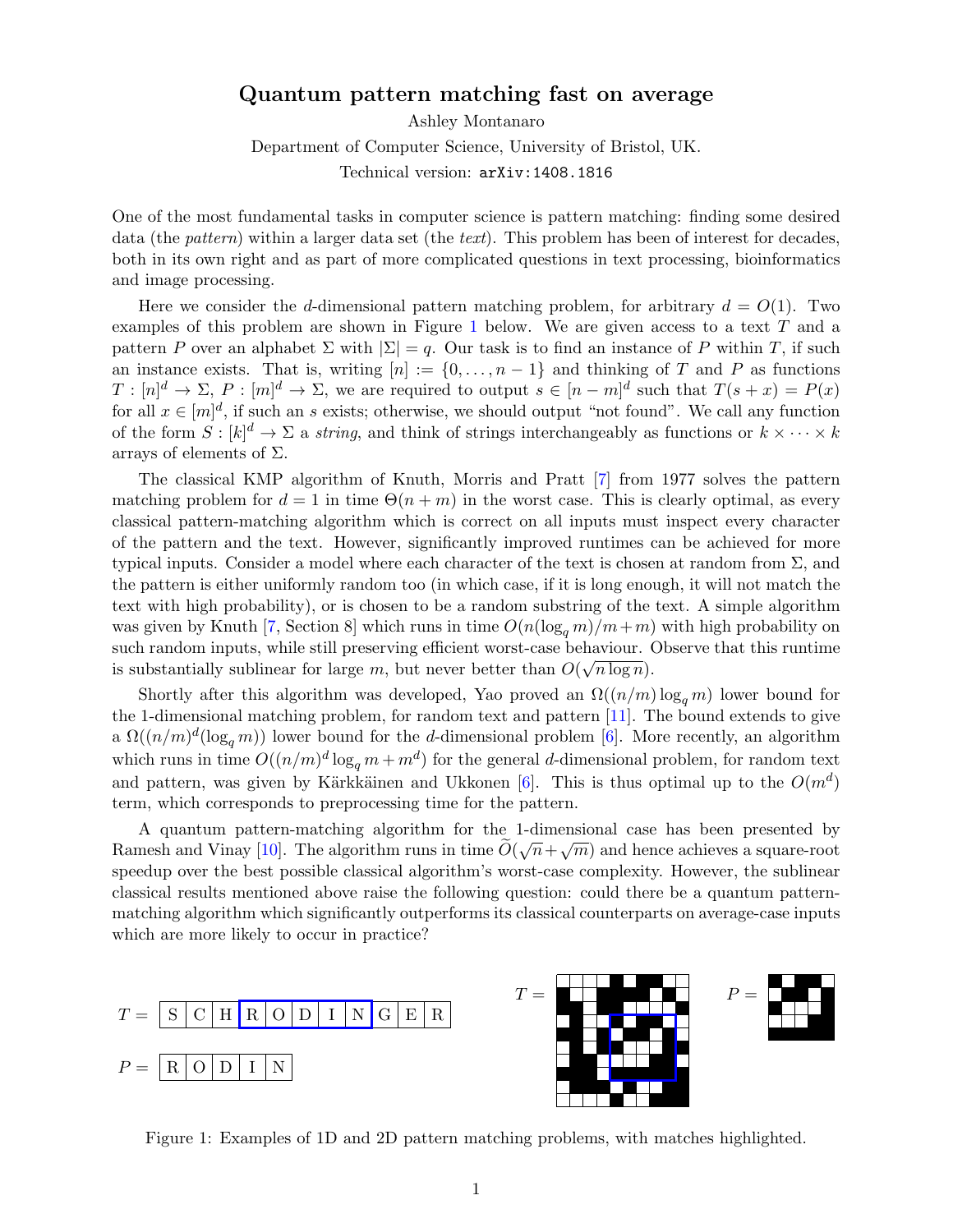# Quantum pattern matching fast on average

Ashley Montanaro

Department of Computer Science, University of Bristol, UK.

Technical version: `arXiv:1408.1816`

One of the most fundamental tasks in computer science is pattern matching: finding some desired data (the *pattern*) within a larger data set (the *text*). This problem has been of interest for decades, both in its own right and as part of more complicated questions in text processing, bioinformatics and image processing.

Here we consider the $d$-dimensional pattern matching problem, for arbitrary $d = O(1)$. Two examples of this problem are shown in Figure 1 below. We are given access to a text $T$ and a pattern $P$ over an alphabet $\Sigma$ with $|\Sigma| = q$. Our task is to find an instance of $P$ within $T$, if such an instance exists. That is, writing $[n] := \{0, \dots, n-1\}$ and thinking of $T$ and $P$ as functions $T : [n]^d \to \Sigma$, $P : [m]^d \to \Sigma$, we are required to output $s \in [n-m]^d$ such that $T(s+x) = P(x)$ for all $x \in [m]^d$, if such an $s$ exists; otherwise, we should output "not found". We call any function of the form $S : [k]^d \to \Sigma$ a *string*, and think of strings interchangeably as functions or $k \times \cdots \times k$ arrays of elements of $\Sigma$.

The classical KMP algorithm of Knuth, Morris and Pratt [7] from 1977 solves the pattern matching problem for $d = 1$ in time $\Theta(n+m)$ in the worst case. This is clearly optimal, as every classical pattern-matching algorithm which is correct on all inputs must inspect every character of the pattern and the text. However, significantly improved runtimes can be achieved for more typical inputs. Consider a model where each character of the text is chosen at random from $\Sigma$, and the pattern is either uniformly random too (in which case, if it is long enough, it will not match the text with high probability), or is chosen to be a random substring of the text. A simple algorithm was given by Knuth [7, Section 8] which runs in time $O(n(\log_q m)/m + m)$ with high probability on such random inputs, while still preserving efficient worst-case behaviour. Observe that this runtime is substantially sublinear for large $m$, but never better than $O(\sqrt{n \log n})$.

Shortly after this algorithm was developed, Yao proved an $\Omega((n/m)\log_q m)$ lower bound for the 1-dimensional matching problem, for random text and pattern [11]. The bound extends to give a $\Omega((n/m)^d(\log_q m))$ lower bound for the $d$-dimensional problem [6]. More recently, an algorithm which runs in time $O((n/m)^d \log_q m + m^d)$ for the general $d$-dimensional problem, for random text and pattern, was given by Kärkkäinen and Ukkonen [6]. This is thus optimal up to the $O(m^d)$ term, which corresponds to preprocessing time for the pattern.

A quantum pattern-matching algorithm for the 1-dimensional case has been presented by Ramesh and Vinay [10]. The algorithm runs in time $\widetilde{O}(\sqrt{n} + \sqrt{m})$ and hence achieves a square-root speedup over the best possible classical algorithm's worst-case complexity. However, the sublinear classical results mentioned above raise the following question: could there be a quantum pattern-matching algorithm which significantly outperforms its classical counterparts on average-case inputs which are more likely to occur in practice?

$T =$ | S | C | H | R | O | D | I | N | G | E | R |

$P =$ | R | O | D | I | N |

Figure 1: Examples of 1D and 2D pattern matching problems, with matches highlighted.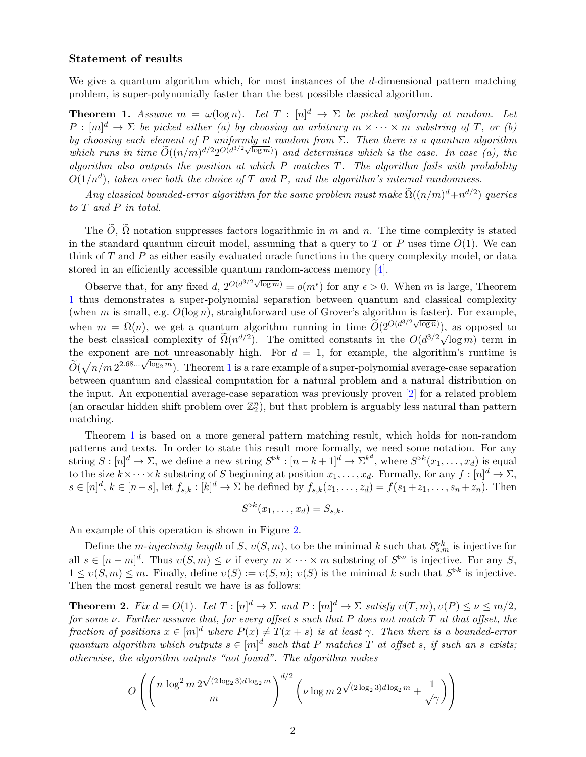### Statement of results

We give a quantum algorithm which, for most instances of the $d$-dimensional pattern matching problem, is super-polynomially faster than the best possible classical algorithm.

**Theorem 1.** *Assume $m = \omega(\log n)$. Let $T : [n]^d \to \Sigma$ be picked uniformly at random. Let $P : [m]^d \to \Sigma$ be picked either (a) by choosing an arbitrary $m \times \cdots \times m$ substring of $T$, or (b) by choosing each element of $P$ uniformly at random from $\Sigma$. Then there is a quantum algorithm which runs in time $\widetilde{O}((n/m)^{d/2} 2^{O(d^{3/2}\sqrt{\log m})})$ and determines which is the case. In case (a), the algorithm also outputs the position at which $P$ matches $T$. The algorithm fails with probability $O(1/n^d)$, taken over both the choice of $T$ and $P$, and the algorithm's internal randomness.*

*Any classical bounded-error algorithm for the same problem must make $\widetilde{\Omega}((n/m)^d + n^{d/2})$ queries to $T$ and $P$ in total.*

The $\widetilde{O}$, $\widetilde{\Omega}$ notation suppresses factors logarithmic in $m$ and $n$. The time complexity is stated in the standard quantum circuit model, assuming that a query to $T$ or $P$ uses time $O(1)$. We can think of $T$ and $P$ as either easily evaluated oracle functions in the query complexity model, or data stored in an efficiently accessible quantum random-access memory [4].

Observe that, for any fixed $d$, $2^{O(d^{3/2}\sqrt{\log m})} = o(m^\epsilon)$ for any $\epsilon > 0$. When $m$ is large, Theorem 1 thus demonstrates a super-polynomial separation between quantum and classical complexity (when $m$ is small, e.g. $O(\log n)$, straightforward use of Grover's algorithm is faster). For example, when $m = \Omega(n)$, we get a quantum algorithm running in time $\widetilde{O}(2^{O(d^{3/2}\sqrt{\log n})})$, as opposed to the best classical complexity of $\widetilde{\Omega}(n^{d/2})$. The omitted constants in the $O(d^{3/2}\sqrt{\log m})$ term in the exponent are not unreasonably high. For $d = 1$, for example, the algorithm's runtime is $\widetilde{O}(\sqrt{n/m}\, 2^{2.68\ldots\sqrt{\log_2 m}})$. Theorem 1 is a rare example of a super-polynomial average-case separation between quantum and classical computation for a natural problem and a natural distribution on the input. An exponential average-case separation was previously proven [2] for a related problem (an oracular hidden shift problem over $\mathbb{Z}_2^n$), but that problem is arguably less natural than pattern matching.

Theorem 1 is based on a more general pattern matching result, which holds for non-random patterns and texts. In order to state this result more formally, we need some notation. For any string $S : [n]^d \to \Sigma$, we define a new string $S^{\triangleright k} : [n-k+1]^d \to \Sigma^{k^d}$, where $S^{\triangleright k}(x_1, \ldots, x_d)$ is equal to the size $k \times \cdots \times k$ substring of $S$ beginning at position $x_1, \ldots, x_d$. Formally, for any $f : [n]^d \to \Sigma$, $s \in [n]^d$, $k \in [n-s]$, let $f_{s,k} : [k]^d \to \Sigma$ be defined by $f_{s,k}(z_1, \ldots, z_d) = f(s_1 + z_1, \ldots, s_n + z_n)$. Then

$$S^{\triangleright k}(x_1, \ldots, x_d) = S_{s,k}.$$

An example of this operation is shown in Figure 2.

Define the *$m$-injectivity length* of $S$, $\upsilon(S, m)$, to be the minimal $k$ such that $S^{\triangleright k}_{s,m}$ is injective for all $s \in [n-m]^d$. Thus $\upsilon(S, m) \le \nu$ if every $m \times \cdots \times m$ substring of $S^{\triangleright \nu}$ is injective. For any $S$, $1 \le \upsilon(S, m) \le m$. Finally, define $\upsilon(S) := \upsilon(S, n)$; $\upsilon(S)$ is the minimal $k$ such that $S^{\triangleright k}$ is injective. Then the most general result we have is as follows:

**Theorem 2.** *Fix $d = O(1)$. Let $T : [n]^d \to \Sigma$ and $P : [m]^d \to \Sigma$ satisfy $\upsilon(T, m), \upsilon(P) \le \nu \le m/2$, for some $\nu$. Further assume that, for every offset $s$ such that $P$ does not match $T$ at that offset, the fraction of positions $x \in [m]^d$ where $P(x) \neq T(x+s)$ is at least $\gamma$. Then there is a bounded-error quantum algorithm which outputs $s \in [m]^d$ such that $P$ matches $T$ at offset $s$, if such an $s$ exists; otherwise, the algorithm outputs "not found". The algorithm makes*

$$O\left(\left(\frac{n \log^2 m\, 2^{\sqrt{(2\log_2 3) d \log_2 m}}}{m}\right)^{d/2} \left(\nu \log m\, 2^{\sqrt{(2\log_2 3) d \log_2 m}} + \frac{1}{\sqrt{\gamma}}\right)\right)$$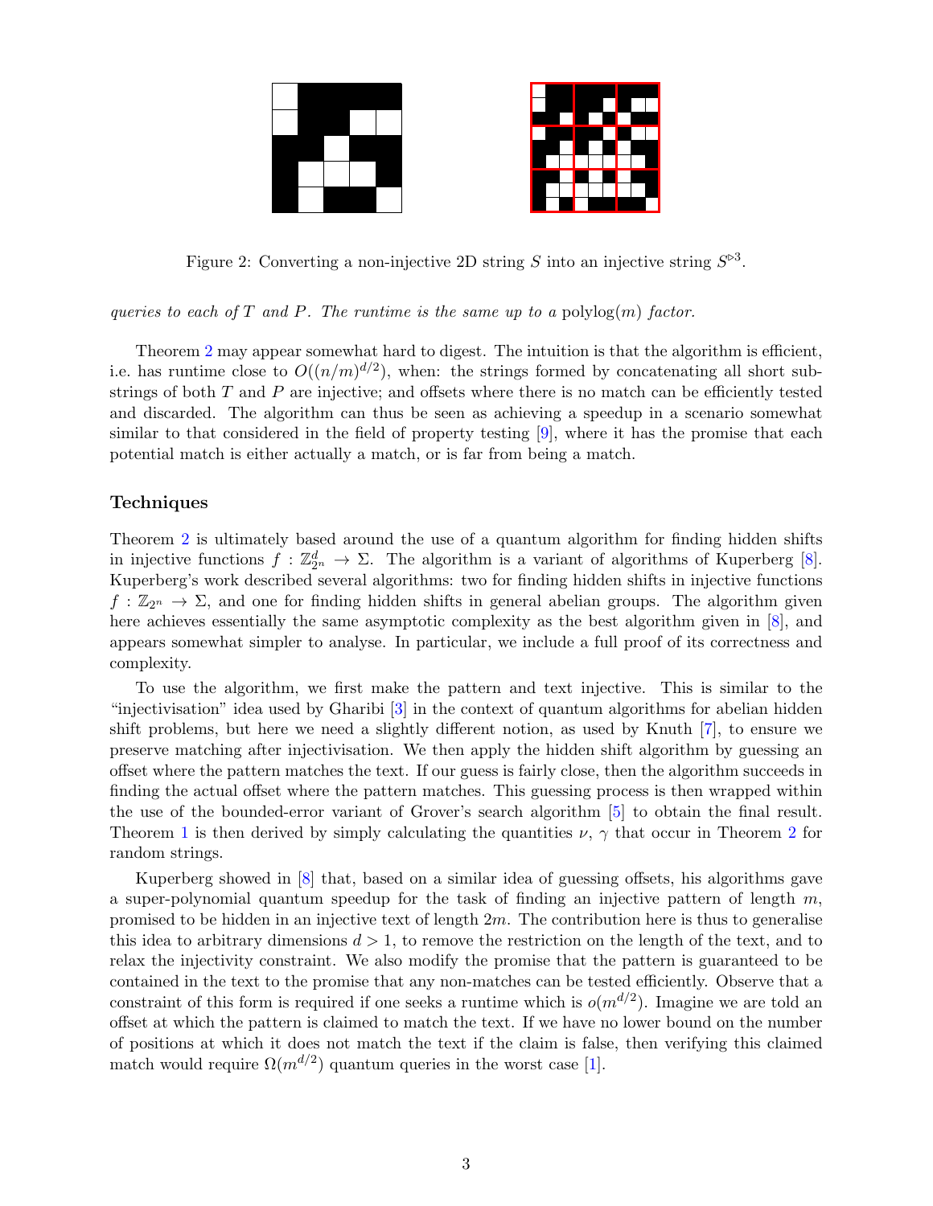Figure 2: Converting a non-injective 2D string $S$ into an injective string $S^{\triangleright 3}$.

*queries to each of $T$ and $P$. The runtime is the same up to a* polylog$(m)$ *factor.*

Theorem 2 may appear somewhat hard to digest. The intuition is that the algorithm is efficient, i.e. has runtime close to $O((n/m)^{d/2})$, when: the strings formed by concatenating all short substrings of both $T$ and $P$ are injective; and offsets where there is no match can be efficiently tested and discarded. The algorithm can thus be seen as achieving a speedup in a scenario somewhat similar to that considered in the field of property testing [9], where it has the promise that each potential match is either actually a match, or is far from being a match.

### Techniques

Theorem 2 is ultimately based around the use of a quantum algorithm for finding hidden shifts in injective functions $f : \mathbb{Z}_{2^n}^d \to \Sigma$. The algorithm is a variant of algorithms of Kuperberg [8]. Kuperberg's work described several algorithms: two for finding hidden shifts in injective functions $f : \mathbb{Z}_{2^n} \to \Sigma$, and one for finding hidden shifts in general abelian groups. The algorithm given here achieves essentially the same asymptotic complexity as the best algorithm given in [8], and appears somewhat simpler to analyse. In particular, we include a full proof of its correctness and complexity.

To use the algorithm, we first make the pattern and text injective. This is similar to the "injectivisation" idea used by Gharibi [3] in the context of quantum algorithms for abelian hidden shift problems, but here we need a slightly different notion, as used by Knuth [7], to ensure we preserve matching after injectivisation. We then apply the hidden shift algorithm by guessing an offset where the pattern matches the text. If our guess is fairly close, then the algorithm succeeds in finding the actual offset where the pattern matches. This guessing process is then wrapped within the use of the bounded-error variant of Grover's search algorithm [5] to obtain the final result. Theorem 1 is then derived by simply calculating the quantities $\nu$, $\gamma$ that occur in Theorem 2 for random strings.

Kuperberg showed in [8] that, based on a similar idea of guessing offsets, his algorithms gave a super-polynomial quantum speedup for the task of finding an injective pattern of length $m$, promised to be hidden in an injective text of length $2m$. The contribution here is thus to generalise this idea to arbitrary dimensions $d > 1$, to remove the restriction on the length of the text, and to relax the injectivity constraint. We also modify the promise that the pattern is guaranteed to be contained in the text to the promise that any non-matches can be tested efficiently. Observe that a constraint of this form is required if one seeks a runtime which is $o(m^{d/2})$. Imagine we are told an offset at which the pattern is claimed to match the text. If we have no lower bound on the number of positions at which it does not match the text if the claim is false, then verifying this claimed match would require $\Omega(m^{d/2})$ quantum queries in the worst case [1].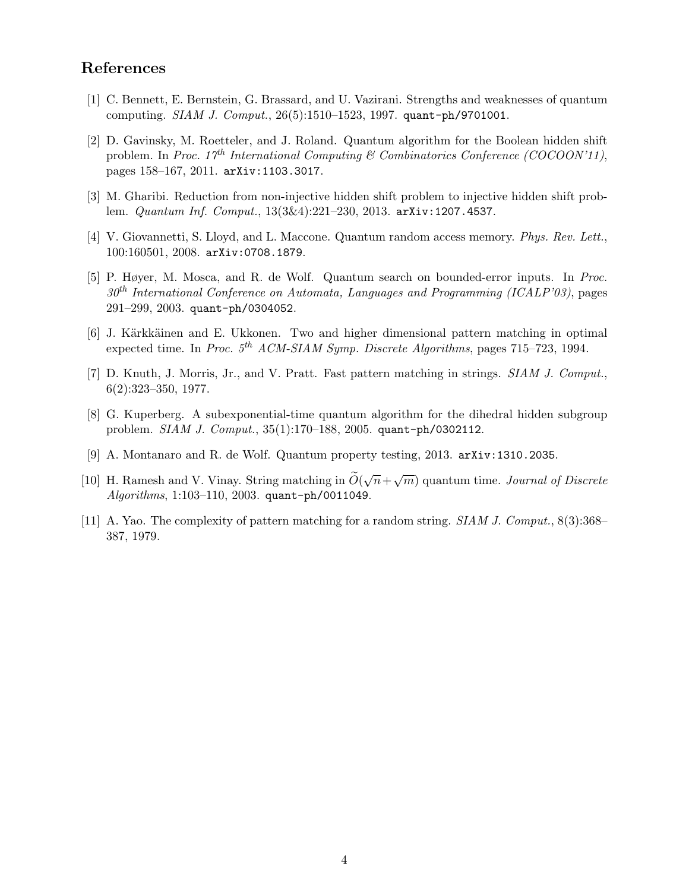## References

[1] C. Bennett, E. Bernstein, G. Brassard, and U. Vazirani. Strengths and weaknesses of quantum computing. *SIAM J. Comput.*, 26(5):1510–1523, 1997. quant-ph/9701001.

[2] D. Gavinsky, M. Roetteler, and J. Roland. Quantum algorithm for the Boolean hidden shift problem. In *Proc. 17th International Computing & Combinatorics Conference (COCOON'11)*, pages 158–167, 2011. arXiv:1103.3017.

[3] M. Gharibi. Reduction from non-injective hidden shift problem to injective hidden shift problem. *Quantum Inf. Comput.*, 13(3&4):221–230, 2013. arXiv:1207.4537.

[4] V. Giovannetti, S. Lloyd, and L. Maccone. Quantum random access memory. *Phys. Rev. Lett.*, 100:160501, 2008. arXiv:0708.1879.

[5] P. Høyer, M. Mosca, and R. de Wolf. Quantum search on bounded-error inputs. In *Proc. 30th International Conference on Automata, Languages and Programming (ICALP'03)*, pages 291–299, 2003. quant-ph/0304052.

[6] J. Kärkkäinen and E. Ukkonen. Two and higher dimensional pattern matching in optimal expected time. In *Proc. 5th ACM-SIAM Symp. Discrete Algorithms*, pages 715–723, 1994.

[7] D. Knuth, J. Morris, Jr., and V. Pratt. Fast pattern matching in strings. *SIAM J. Comput.*, 6(2):323–350, 1977.

[8] G. Kuperberg. A subexponential-time quantum algorithm for the dihedral hidden subgroup problem. *SIAM J. Comput.*, 35(1):170–188, 2005. quant-ph/0302112.

[9] A. Montanaro and R. de Wolf. Quantum property testing, 2013. arXiv:1310.2035.

[10] H. Ramesh and V. Vinay. String matching in $\widetilde{O}(\sqrt{n}+\sqrt{m})$ quantum time. *Journal of Discrete Algorithms*, 1:103–110, 2003. quant-ph/0011049.

[11] A. Yao. The complexity of pattern matching for a random string. *SIAM J. Comput.*, 8(3):368–387, 1979.